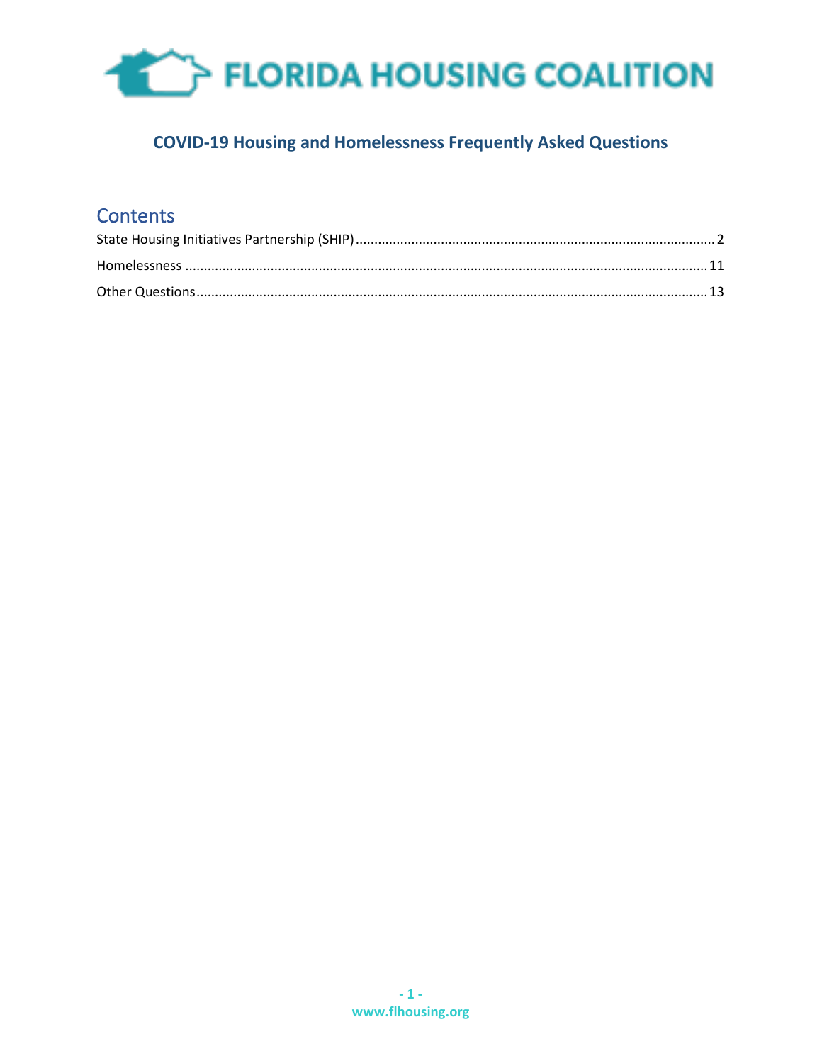FLORIDA HOUSING COALITION

# COVID-19 Housing and Homelessness Frequently Asked Questions

## Contents

State Housing Initiatives Partnership (SHIP) ........ 2

Homelessness ........ 11

Other Questions ........ 13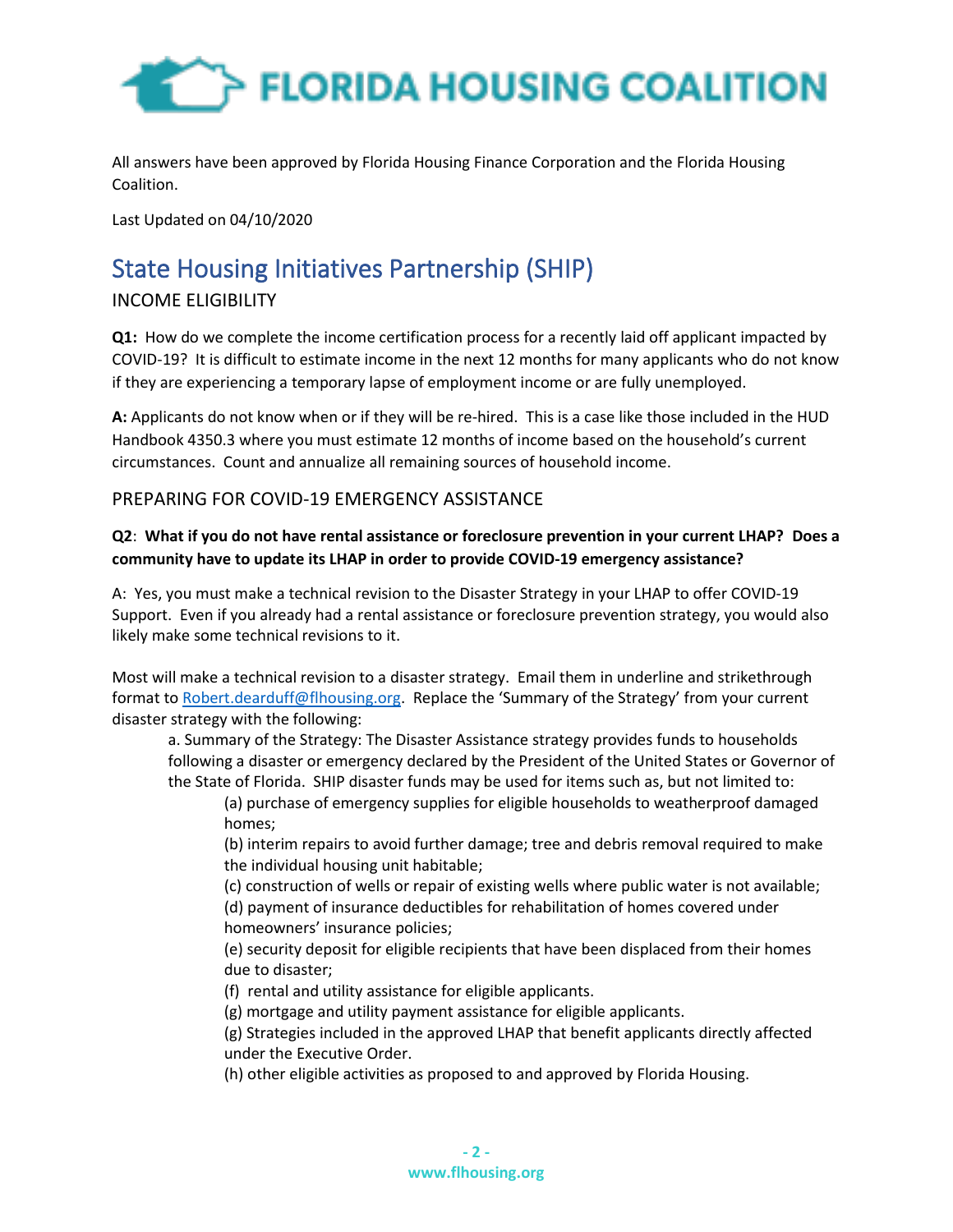All answers have been approved by Florida Housing Finance Corporation and the Florida Housing Coalition.

Last Updated on 04/10/2020

# State Housing Initiatives Partnership (SHIP)

## INCOME ELIGIBILITY

**Q1:** How do we complete the income certification process for a recently laid off applicant impacted by COVID-19? It is difficult to estimate income in the next 12 months for many applicants who do not know if they are experiencing a temporary lapse of employment income or are fully unemployed.

**A:** Applicants do not know when or if they will be re-hired. This is a case like those included in the HUD Handbook 4350.3 where you must estimate 12 months of income based on the household's current circumstances. Count and annualize all remaining sources of household income.

## PREPARING FOR COVID-19 EMERGENCY ASSISTANCE

**Q2**: **What if you do not have rental assistance or foreclosure prevention in your current LHAP? Does a community have to update its LHAP in order to provide COVID-19 emergency assistance?**

A: Yes, you must make a technical revision to the Disaster Strategy in your LHAP to offer COVID-19 Support. Even if you already had a rental assistance or foreclosure prevention strategy, you would also likely make some technical revisions to it.

Most will make a technical revision to a disaster strategy. Email them in underline and strikethrough format to [Robert.dearduff@flhousing.org](mailto:Robert.dearduff@flhousing.org). Replace the 'Summary of the Strategy' from your current disaster strategy with the following:

a. Summary of the Strategy: The Disaster Assistance strategy provides funds to households following a disaster or emergency declared by the President of the United States or Governor of the State of Florida. SHIP disaster funds may be used for items such as, but not limited to:

(a) purchase of emergency supplies for eligible households to weatherproof damaged homes;
(b) interim repairs to avoid further damage; tree and debris removal required to make the individual housing unit habitable;
(c) construction of wells or repair of existing wells where public water is not available;
(d) payment of insurance deductibles for rehabilitation of homes covered under homeowners' insurance policies;
(e) security deposit for eligible recipients that have been displaced from their homes due to disaster;
(f) rental and utility assistance for eligible applicants.
(g) mortgage and utility payment assistance for eligible applicants.
(g) Strategies included in the approved LHAP that benefit applicants directly affected under the Executive Order.
(h) other eligible activities as proposed to and approved by Florida Housing.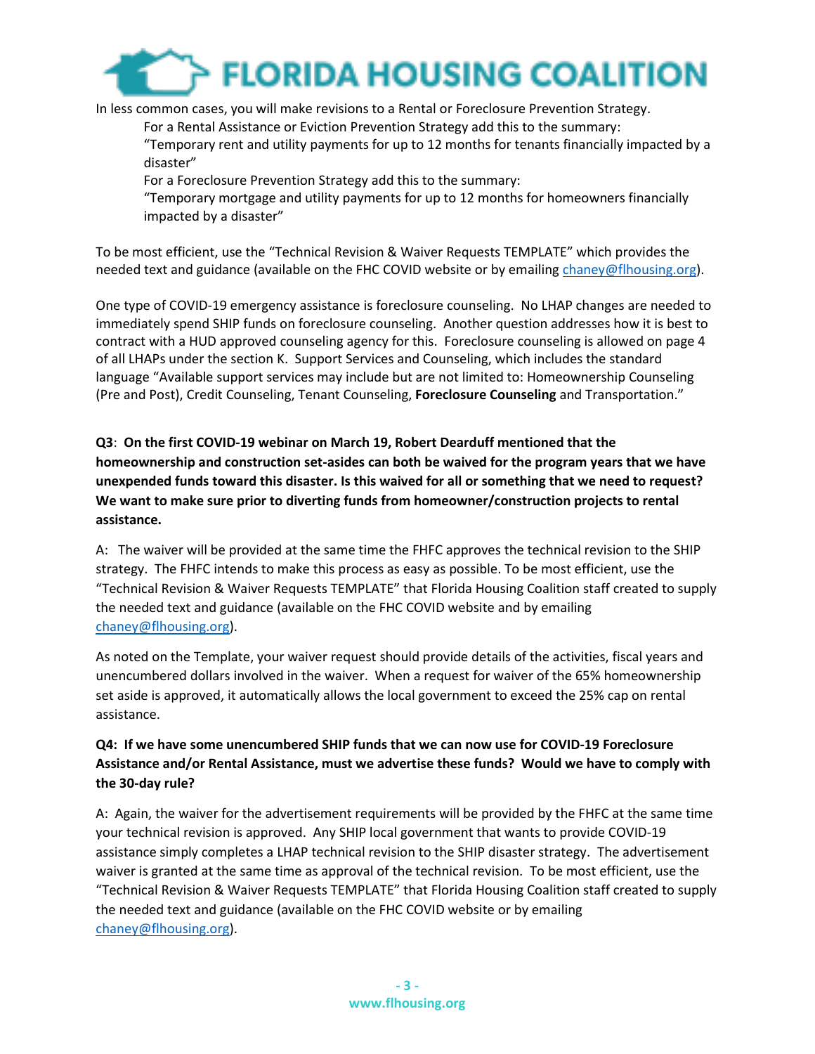In less common cases, you will make revisions to a Rental or Foreclosure Prevention Strategy.

> For a Rental Assistance or Eviction Prevention Strategy add this to the summary:
> "Temporary rent and utility payments for up to 12 months for tenants financially impacted by a disaster"
> For a Foreclosure Prevention Strategy add this to the summary:
> "Temporary mortgage and utility payments for up to 12 months for homeowners financially impacted by a disaster"

To be most efficient, use the "Technical Revision & Waiver Requests TEMPLATE" which provides the needed text and guidance (available on the FHC COVID website or by emailing chaney@flhousing.org).

One type of COVID-19 emergency assistance is foreclosure counseling. No LHAP changes are needed to immediately spend SHIP funds on foreclosure counseling. Another question addresses how it is best to contract with a HUD approved counseling agency for this. Foreclosure counseling is allowed on page 4 of all LHAPs under the section K. Support Services and Counseling, which includes the standard language "Available support services may include but are not limited to: Homeownership Counseling (Pre and Post), Credit Counseling, Tenant Counseling, **Foreclosure Counseling** and Transportation."

**Q3**: **On the first COVID-19 webinar on March 19, Robert Dearduff mentioned that the homeownership and construction set-asides can both be waived for the program years that we have unexpended funds toward this disaster. Is this waived for all or something that we need to request? We want to make sure prior to diverting funds from homeowner/construction projects to rental assistance.**

A: The waiver will be provided at the same time the FHFC approves the technical revision to the SHIP strategy. The FHFC intends to make this process as easy as possible. To be most efficient, use the "Technical Revision & Waiver Requests TEMPLATE" that Florida Housing Coalition staff created to supply the needed text and guidance (available on the FHC COVID website and by emailing chaney@flhousing.org).

As noted on the Template, your waiver request should provide details of the activities, fiscal years and unencumbered dollars involved in the waiver. When a request for waiver of the 65% homeownership set aside is approved, it automatically allows the local government to exceed the 25% cap on rental assistance.

**Q4: If we have some unencumbered SHIP funds that we can now use for COVID-19 Foreclosure Assistance and/or Rental Assistance, must we advertise these funds? Would we have to comply with the 30-day rule?**

A: Again, the waiver for the advertisement requirements will be provided by the FHFC at the same time your technical revision is approved. Any SHIP local government that wants to provide COVID-19 assistance simply completes a LHAP technical revision to the SHIP disaster strategy. The advertisement waiver is granted at the same time as approval of the technical revision. To be most efficient, use the "Technical Revision & Waiver Requests TEMPLATE" that Florida Housing Coalition staff created to supply the needed text and guidance (available on the FHC COVID website or by emailing chaney@flhousing.org).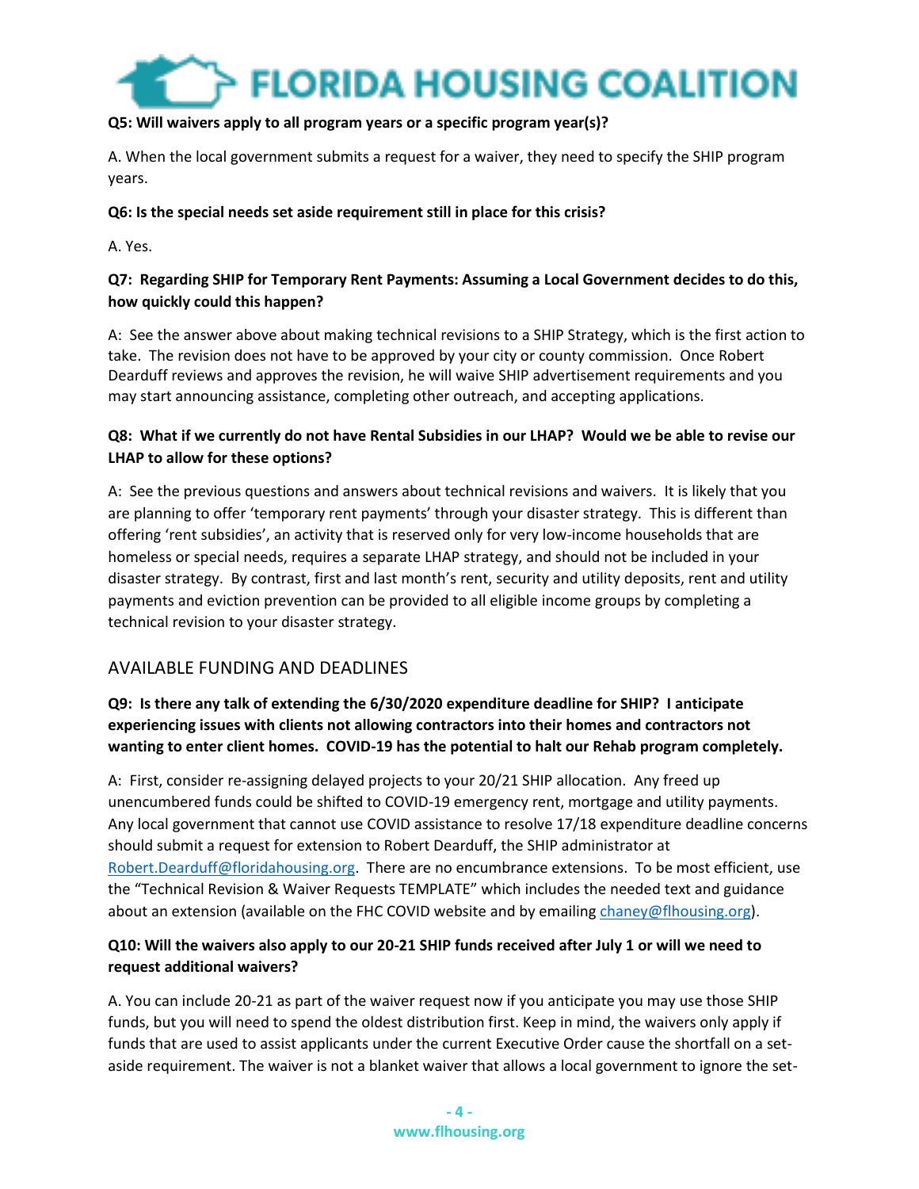**Q5: Will waivers apply to all program years or a specific program year(s)?**

A. When the local government submits a request for a waiver, they need to specify the SHIP program years.

**Q6: Is the special needs set aside requirement still in place for this crisis?**

A. Yes.

**Q7: Regarding SHIP for Temporary Rent Payments: Assuming a Local Government decides to do this, how quickly could this happen?**

A: See the answer above about making technical revisions to a SHIP Strategy, which is the first action to take. The revision does not have to be approved by your city or county commission. Once Robert Deardurff reviews and approves the revision, he will waive SHIP advertisement requirements and you may start announcing assistance, completing other outreach, and accepting applications.

**Q8: What if we currently do not have Rental Subsidies in our LHAP? Would we be able to revise our LHAP to allow for these options?**

A: See the previous questions and answers about technical revisions and waivers. It is likely that you are planning to offer 'temporary rent payments' through your disaster strategy. This is different than offering 'rent subsidies', an activity that is reserved only for very low-income households that are homeless or special needs, requires a separate LHAP strategy, and should not be included in your disaster strategy. By contrast, first and last month's rent, security and utility deposits, rent and utility payments and eviction prevention can be provided to all eligible income groups by completing a technical revision to your disaster strategy.

## AVAILABLE FUNDING AND DEADLINES

**Q9: Is there any talk of extending the 6/30/2020 expenditure deadline for SHIP? I anticipate experiencing issues with clients not allowing contractors into their homes and contractors not wanting to enter client homes. COVID-19 has the potential to halt our Rehab program completely.**

A: First, consider re-assigning delayed projects to your 20/21 SHIP allocation. Any freed up unencumbered funds could be shifted to COVID-19 emergency rent, mortgage and utility payments. Any local government that cannot use COVID assistance to resolve 17/18 expenditure deadline concerns should submit a request for extension to Robert Dearduff, the SHIP administrator at Robert.Dearduff@floridahousing.org. There are no encumbrance extensions. To be most efficient, use the "Technical Revision & Waiver Requests TEMPLATE" which includes the needed text and guidance about an extension (available on the FHC COVID website and by emailing chaney@flhousing.org).

**Q10: Will the waivers also apply to our 20-21 SHIP funds received after July 1 or will we need to request additional waivers?**

A. You can include 20-21 as part of the waiver request now if you anticipate you may use those SHIP funds, but you will need to spend the oldest distribution first. Keep in mind, the waivers only apply if funds that are used to assist applicants under the current Executive Order cause the shortfall on a set-aside requirement. The waiver is not a blanket waiver that allows a local government to ignore the set-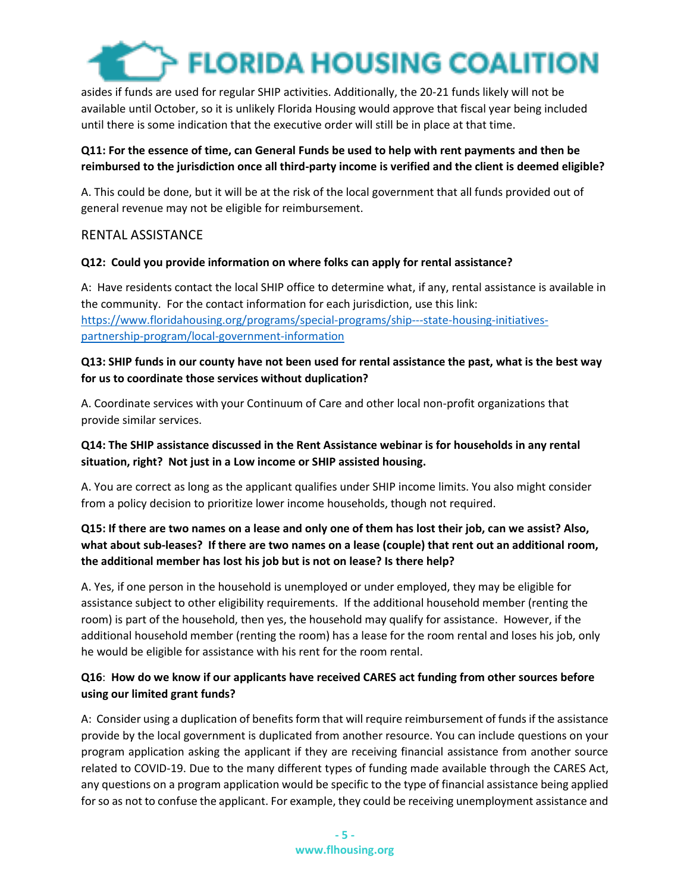asides if funds are used for regular SHIP activities. Additionally, the 20-21 funds likely will not be available until October, so it is unlikely Florida Housing would approve that fiscal year being included until there is some indication that the executive order will still be in place at that time.

**Q11: For the essence of time, can General Funds be used to help with rent payments and then be reimbursed to the jurisdiction once all third-party income is verified and the client is deemed eligible?**

A. This could be done, but it will be at the risk of the local government that all funds provided out of general revenue may not be eligible for reimbursement.

## RENTAL ASSISTANCE

**Q12: Could you provide information on where folks can apply for rental assistance?**

A: Have residents contact the local SHIP office to determine what, if any, rental assistance is available in the community. For the contact information for each jurisdiction, use this link: [https://www.floridahousing.org/programs/special-programs/ship---state-housing-initiatives-partnership-program/local-government-information](https://www.floridahousing.org/programs/special-programs/ship---state-housing-initiatives-partnership-program/local-government-information)

**Q13: SHIP funds in our county have not been used for rental assistance the past, what is the best way for us to coordinate those services without duplication?**

A. Coordinate services with your Continuum of Care and other local non-profit organizations that provide similar services.

**Q14: The SHIP assistance discussed in the Rent Assistance webinar is for households in any rental situation, right? Not just in a Low income or SHIP assisted housing.**

A. You are correct as long as the applicant qualifies under SHIP income limits. You also might consider from a policy decision to prioritize lower income households, though not required.

**Q15: If there are two names on a lease and only one of them has lost their job, can we assist? Also, what about sub-leases? If there are two names on a lease (couple) that rent out an additional room, the additional member has lost his job but is not on lease? Is there help?**

A. Yes, if one person in the household is unemployed or under employed, they may be eligible for assistance subject to other eligibility requirements. If the additional household member (renting the room) is part of the household, then yes, the household may qualify for assistance. However, if the additional household member (renting the room) has a lease for the room rental and loses his job, only he would be eligible for assistance with his rent for the room rental.

**Q16**: **How do we know if our applicants have received CARES act funding from other sources before using our limited grant funds?**

A: Consider using a duplication of benefits form that will require reimbursement of funds if the assistance provide by the local government is duplicated from another resource. You can include questions on your program application asking the applicant if they are receiving financial assistance from another source related to COVID-19. Due to the many different types of funding made available through the CARES Act, any questions on a program application would be specific to the type of financial assistance being applied for so as not to confuse the applicant. For example, they could be receiving unemployment assistance and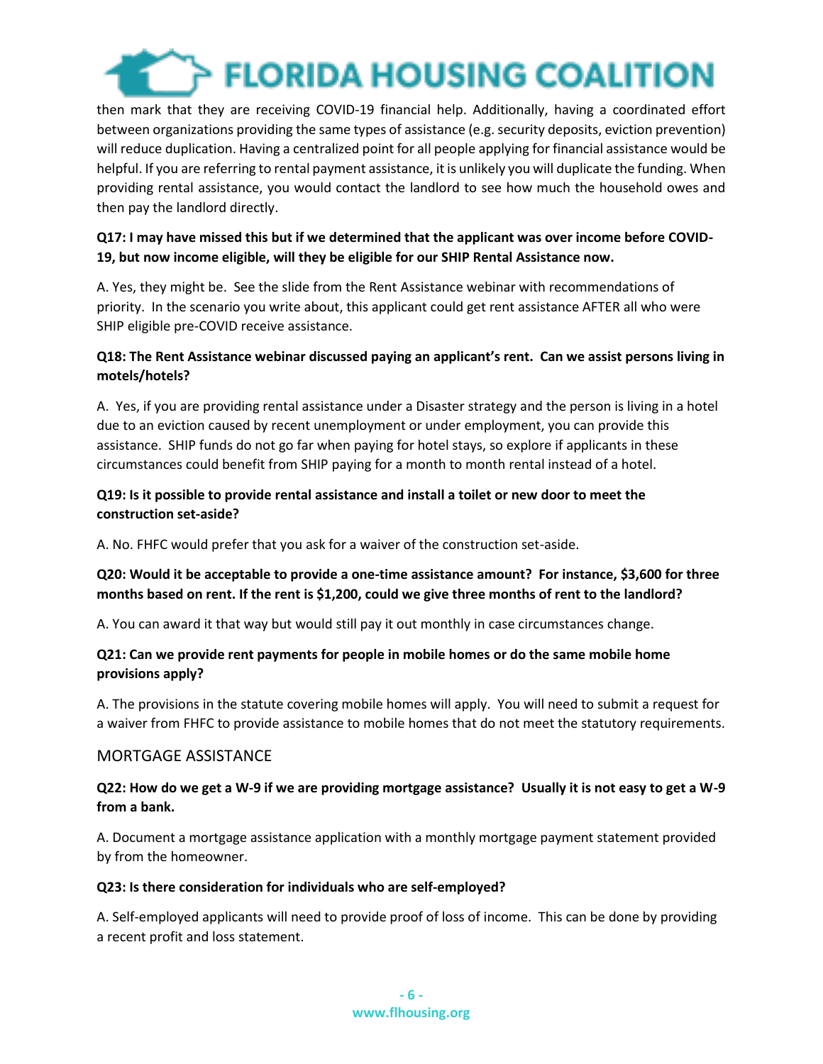then mark that they are receiving COVID-19 financial help. Additionally, having a coordinated effort between organizations providing the same types of assistance (e.g. security deposits, eviction prevention) will reduce duplication. Having a centralized point for all people applying for financial assistance would be helpful. If you are referring to rental payment assistance, it is unlikely you will duplicate the funding. When providing rental assistance, you would contact the landlord to see how much the household owes and then pay the landlord directly.

**Q17: I may have missed this but if we determined that the applicant was over income before COVID-19, but now income eligible, will they be eligible for our SHIP Rental Assistance now.**

A. Yes, they might be. See the slide from the Rent Assistance webinar with recommendations of priority. In the scenario you write about, this applicant could get rent assistance AFTER all who were SHIP eligible pre-COVID receive assistance.

**Q18: The Rent Assistance webinar discussed paying an applicant's rent. Can we assist persons living in motels/hotels?**

A. Yes, if you are providing rental assistance under a Disaster strategy and the person is living in a hotel due to an eviction caused by recent unemployment or under employment, you can provide this assistance. SHIP funds do not go far when paying for hotel stays, so explore if applicants in these circumstances could benefit from SHIP paying for a month to month rental instead of a hotel.

**Q19: Is it possible to provide rental assistance and install a toilet or new door to meet the construction set-aside?**

A. No. FHFC would prefer that you ask for a waiver of the construction set-aside.

**Q20: Would it be acceptable to provide a one-time assistance amount? For instance, $3,600 for three months based on rent. If the rent is $1,200, could we give three months of rent to the landlord?**

A. You can award it that way but would still pay it out monthly in case circumstances change.

**Q21: Can we provide rent payments for people in mobile homes or do the same mobile home provisions apply?**

A. The provisions in the statute covering mobile homes will apply. You will need to submit a request for a waiver from FHFC to provide assistance to mobile homes that do not meet the statutory requirements.

## MORTGAGE ASSISTANCE

**Q22: How do we get a W-9 if we are providing mortgage assistance? Usually it is not easy to get a W-9 from a bank.**

A. Document a mortgage assistance application with a monthly mortgage payment statement provided by from the homeowner.

**Q23: Is there consideration for individuals who are self-employed?**

A. Self-employed applicants will need to provide proof of loss of income. This can be done by providing a recent profit and loss statement.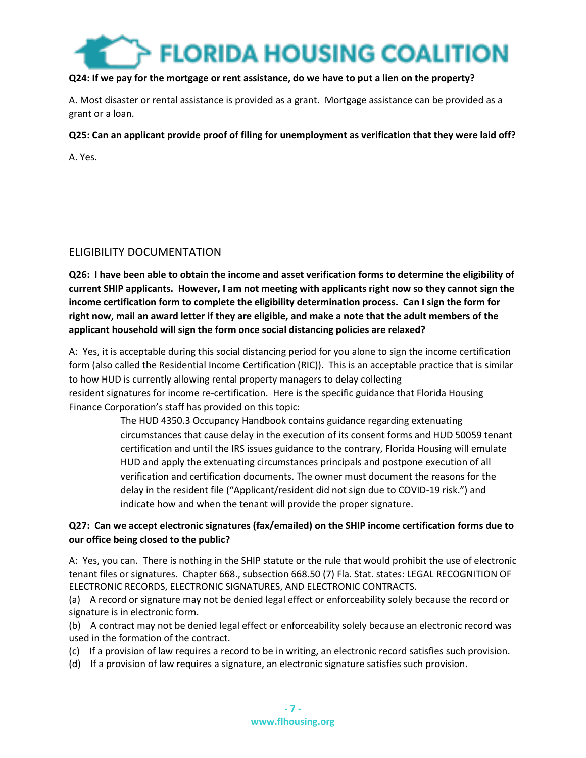**Q24: If we pay for the mortgage or rent assistance, do we have to put a lien on the property?**

A. Most disaster or rental assistance is provided as a grant. Mortgage assistance can be provided as a grant or a loan.

**Q25: Can an applicant provide proof of filing for unemployment as verification that they were laid off?**

A. Yes.

## ELIGIBILITY DOCUMENTATION

**Q26: I have been able to obtain the income and asset verification forms to determine the eligibility of current SHIP applicants. However, I am not meeting with applicants right now so they cannot sign the income certification form to complete the eligibility determination process. Can I sign the form for right now, mail an award letter if they are eligible, and make a note that the adult members of the applicant household will sign the form once social distancing policies are relaxed?**

A: Yes, it is acceptable during this social distancing period for you alone to sign the income certification form (also called the Residential Income Certification (RIC)). This is an acceptable practice that is similar to how HUD is currently allowing rental property managers to delay collecting resident signatures for income re-certification. Here is the specific guidance that Florida Housing Finance Corporation's staff has provided on this topic:

> The HUD 4350.3 Occupancy Handbook contains guidance regarding extenuating circumstances that cause delay in the execution of its consent forms and HUD 50059 tenant certification and until the IRS issues guidance to the contrary, Florida Housing will emulate HUD and apply the extenuating circumstances principals and postpone execution of all verification and certification documents. The owner must document the reasons for the delay in the resident file ("Applicant/resident did not sign due to COVID-19 risk.") and indicate how and when the tenant will provide the proper signature.

**Q27: Can we accept electronic signatures (fax/emailed) on the SHIP income certification forms due to our office being closed to the public?**

A: Yes, you can. There is nothing in the SHIP statute or the rule that would prohibit the use of electronic tenant files or signatures. Chapter 668., subsection 668.50 (7) Fla. Stat. states: LEGAL RECOGNITION OF ELECTRONIC RECORDS, ELECTRONIC SIGNATURES, AND ELECTRONIC CONTRACTS.

(a) A record or signature may not be denied legal effect or enforceability solely because the record or signature is in electronic form.

(b) A contract may not be denied legal effect or enforceability solely because an electronic record was used in the formation of the contract.

(c) If a provision of law requires a record to be in writing, an electronic record satisfies such provision.

(d) If a provision of law requires a signature, an electronic signature satisfies such provision.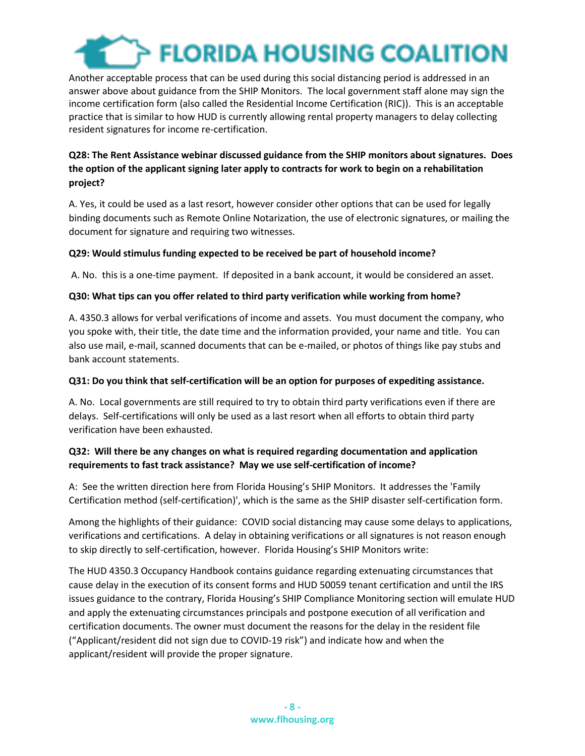Another acceptable process that can be used during this social distancing period is addressed in an answer above about guidance from the SHIP Monitors. The local government staff alone may sign the income certification form (also called the Residential Income Certification (RIC)). This is an acceptable practice that is similar to how HUD is currently allowing rental property managers to delay collecting resident signatures for income re-certification.

**Q28: The Rent Assistance webinar discussed guidance from the SHIP monitors about signatures. Does the option of the applicant signing later apply to contracts for work to begin on a rehabilitation project?**

A. Yes, it could be used as a last resort, however consider other options that can be used for legally binding documents such as Remote Online Notarization, the use of electronic signatures, or mailing the document for signature and requiring two witnesses.

**Q29: Would stimulus funding expected to be received be part of household income?**

A. No. this is a one-time payment. If deposited in a bank account, it would be considered an asset.

**Q30: What tips can you offer related to third party verification while working from home?**

A. 4350.3 allows for verbal verifications of income and assets. You must document the company, who you spoke with, their title, the date time and the information provided, your name and title. You can also use mail, e-mail, scanned documents that can be e-mailed, or photos of things like pay stubs and bank account statements.

**Q31: Do you think that self-certification will be an option for purposes of expediting assistance.**

A. No. Local governments are still required to try to obtain third party verifications even if there are delays. Self-certifications will only be used as a last resort when all efforts to obtain third party verification have been exhausted.

**Q32: Will there be any changes on what is required regarding documentation and application requirements to fast track assistance? May we use self-certification of income?**

A: See the written direction here from Florida Housing's SHIP Monitors. It addresses the 'Family Certification method (self-certification)', which is the same as the SHIP disaster self-certification form.

Among the highlights of their guidance: COVID social distancing may cause some delays to applications, verifications and certifications. A delay in obtaining verifications or all signatures is not reason enough to skip directly to self-certification, however. Florida Housing's SHIP Monitors write:

The HUD 4350.3 Occupancy Handbook contains guidance regarding extenuating circumstances that cause delay in the execution of its consent forms and HUD 50059 tenant certification and until the IRS issues guidance to the contrary, Florida Housing's SHIP Compliance Monitoring section will emulate HUD and apply the extenuating circumstances principals and postpone execution of all verification and certification documents. The owner must document the reasons for the delay in the resident file ("Applicant/resident did not sign due to COVID-19 risk") and indicate how and when the applicant/resident will provide the proper signature.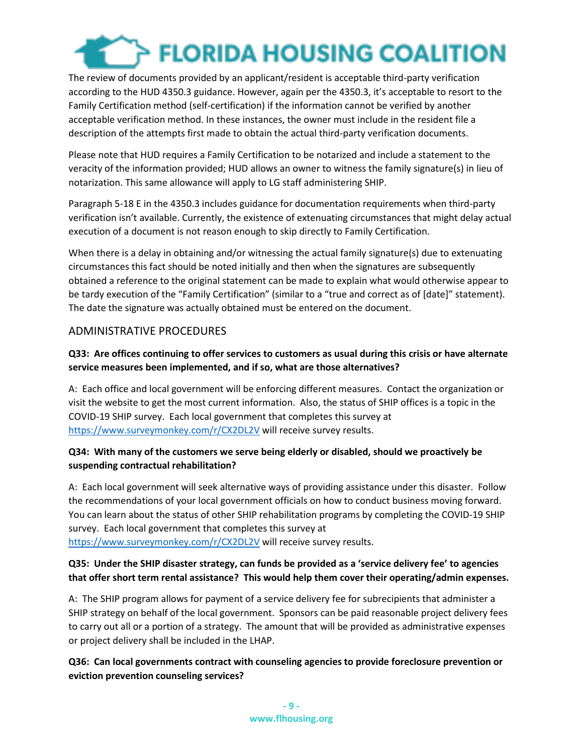The review of documents provided by an applicant/resident is acceptable third-party verification according to the HUD 4350.3 guidance. However, again per the 4350.3, it's acceptable to resort to the Family Certification method (self-certification) if the information cannot be verified by another acceptable verification method. In these instances, the owner must include in the resident file a description of the attempts first made to obtain the actual third-party verification documents.

Please note that HUD requires a Family Certification to be notarized and include a statement to the veracity of the information provided; HUD allows an owner to witness the family signature(s) in lieu of notarization. This same allowance will apply to LG staff administering SHIP.

Paragraph 5-18 E in the 4350.3 includes guidance for documentation requirements when third-party verification isn't available. Currently, the existence of extenuating circumstances that might delay actual execution of a document is not reason enough to skip directly to Family Certification.

When there is a delay in obtaining and/or witnessing the actual family signature(s) due to extenuating circumstances this fact should be noted initially and then when the signatures are subsequently obtained a reference to the original statement can be made to explain what would otherwise appear to be tardy execution of the "Family Certification" (similar to a "true and correct as of [date]" statement). The date the signature was actually obtained must be entered on the document.

## ADMINISTRATIVE PROCEDURES

**Q33: Are offices continuing to offer services to customers as usual during this crisis or have alternate service measures been implemented, and if so, what are those alternatives?**

A: Each office and local government will be enforcing different measures. Contact the organization or visit the website to get the most current information. Also, the status of SHIP offices is a topic in the COVID-19 SHIP survey. Each local government that completes this survey at https://www.surveymonkey.com/r/CX2DL2V will receive survey results.

**Q34: With many of the customers we serve being elderly or disabled, should we proactively be suspending contractual rehabilitation?**

A: Each local government will seek alternative ways of providing assistance under this disaster. Follow the recommendations of your local government officials on how to conduct business moving forward. You can learn about the status of other SHIP rehabilitation programs by completing the COVID-19 SHIP survey. Each local government that completes this survey at https://www.surveymonkey.com/r/CX2DL2V will receive survey results.

**Q35: Under the SHIP disaster strategy, can funds be provided as a 'service delivery fee' to agencies that offer short term rental assistance? This would help them cover their operating/admin expenses.**

A: The SHIP program allows for payment of a service delivery fee for subrecipients that administer a SHIP strategy on behalf of the local government. Sponsors can be paid reasonable project delivery fees to carry out all or a portion of a strategy. The amount that will be provided as administrative expenses or project delivery shall be included in the LHAP.

**Q36: Can local governments contract with counseling agencies to provide foreclosure prevention or eviction prevention counseling services?**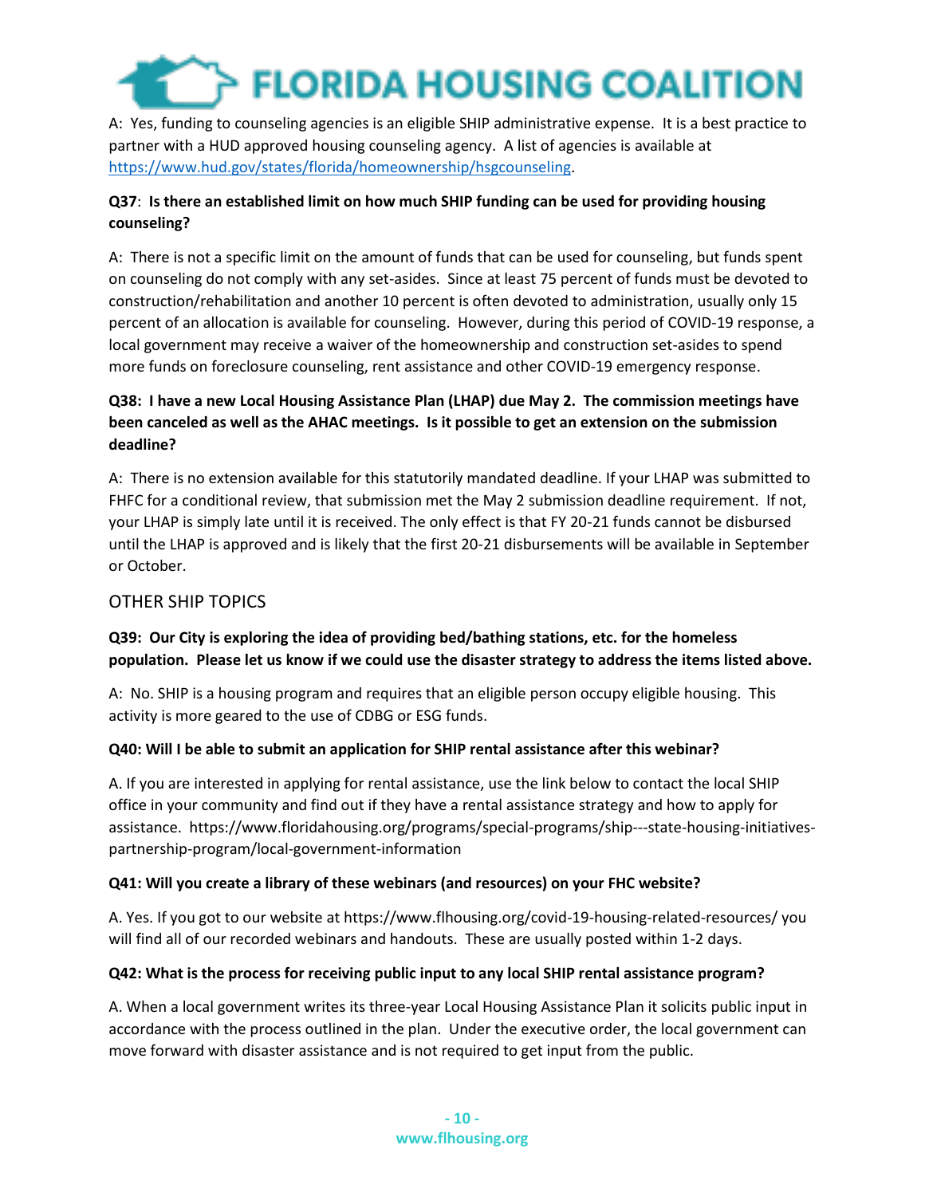A: Yes, funding to counseling agencies is an eligible SHIP administrative expense. It is a best practice to partner with a HUD approved housing counseling agency. A list of agencies is available at [https://www.hud.gov/states/florida/homeownership/hsgcounseling](https://www.hud.gov/states/florida/homeownership/hsgcounseling).

**Q37**: **Is there an established limit on how much SHIP funding can be used for providing housing counseling?**

A: There is not a specific limit on the amount of funds that can be used for counseling, but funds spent on counseling do not comply with any set-asides. Since at least 75 percent of funds must be devoted to construction/rehabilitation and another 10 percent is often devoted to administration, usually only 15 percent of an allocation is available for counseling. However, during this period of COVID-19 response, a local government may receive a waiver of the homeownership and construction set-asides to spend more funds on foreclosure counseling, rent assistance and other COVID-19 emergency response.

**Q38: I have a new Local Housing Assistance Plan (LHAP) due May 2. The commission meetings have been canceled as well as the AHAC meetings. Is it possible to get an extension on the submission deadline?**

A: There is no extension available for this statutorily mandated deadline. If your LHAP was submitted to FHFC for a conditional review, that submission met the May 2 submission deadline requirement. If not, your LHAP is simply late until it is received. The only effect is that FY 20-21 funds cannot be disbursed until the LHAP is approved and is likely that the first 20-21 disbursements will be available in September or October.

## OTHER SHIP TOPICS

**Q39: Our City is exploring the idea of providing bed/bathing stations, etc. for the homeless population. Please let us know if we could use the disaster strategy to address the items listed above.**

A: No. SHIP is a housing program and requires that an eligible person occupy eligible housing. This activity is more geared to the use of CDBG or ESG funds.

**Q40: Will I be able to submit an application for SHIP rental assistance after this webinar?**

A. If you are interested in applying for rental assistance, use the link below to contact the local SHIP office in your community and find out if they have a rental assistance strategy and how to apply for assistance. https://www.floridahousing.org/programs/special-programs/ship---state-housing-initiatives-partnership-program/local-government-information

**Q41: Will you create a library of these webinars (and resources) on your FHC website?**

A. Yes. If you got to our website at https://www.flhousing.org/covid-19-housing-related-resources/ you will find all of our recorded webinars and handouts. These are usually posted within 1-2 days.

**Q42: What is the process for receiving public input to any local SHIP rental assistance program?**

A. When a local government writes its three-year Local Housing Assistance Plan it solicits public input in accordance with the process outlined in the plan. Under the executive order, the local government can move forward with disaster assistance and is not required to get input from the public.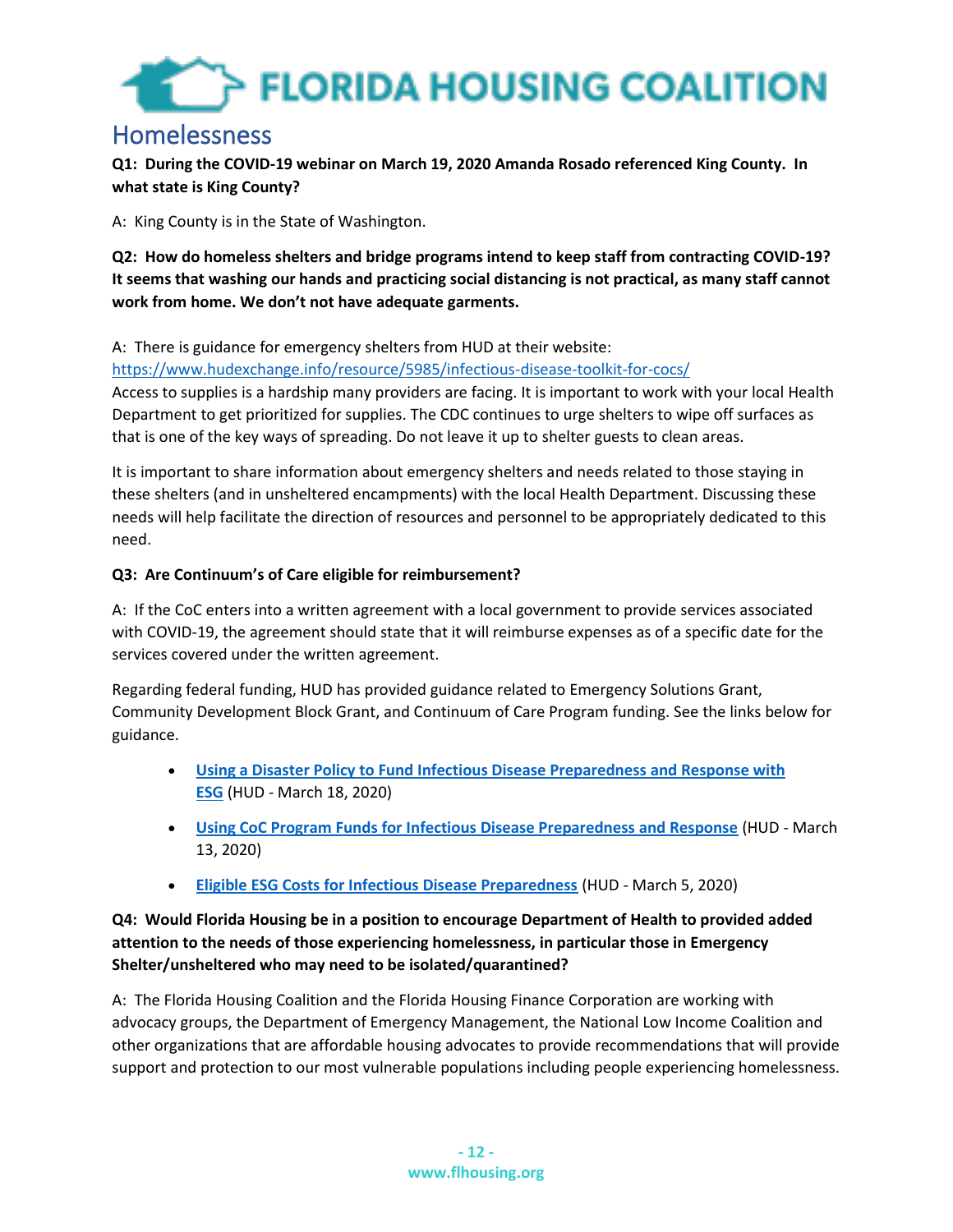# Homelessness

**Q1: During the COVID-19 webinar on March 19, 2020 Amanda Rosado referenced King County. In what state is King County?**

A: King County is in the State of Washington.

**Q2: How do homeless shelters and bridge programs intend to keep staff from contracting COVID-19? It seems that washing our hands and practicing social distancing is not practical, as many staff cannot work from home. We don't not have adequate garments.**

A: There is guidance for emergency shelters from HUD at their website:
[https://www.hudexchange.info/resource/5985/infectious-disease-toolkit-for-cocs/](https://www.hudexchange.info/resource/5985/infectious-disease-toolkit-for-cocs/)
Access to supplies is a hardship many providers are facing. It is important to work with your local Health Department to get prioritized for supplies. The CDC continues to urge shelters to wipe off surfaces as that is one of the key ways of spreading. Do not leave it up to shelter guests to clean areas.

It is important to share information about emergency shelters and needs related to those staying in these shelters (and in unsheltered encampments) with the local Health Department. Discussing these needs will help facilitate the direction of resources and personnel to be appropriately dedicated to this need.

**Q3: Are Continuum's of Care eligible for reimbursement?**

A: If the CoC enters into a written agreement with a local government to provide services associated with COVID-19, the agreement should state that it will reimburse expenses as of a specific date for the services covered under the written agreement.

Regarding federal funding, HUD has provided guidance related to Emergency Solutions Grant, Community Development Block Grant, and Continuum of Care Program funding. See the links below for guidance.

- **Using a Disaster Policy to Fund Infectious Disease Preparedness and Response with ESG** (HUD - March 18, 2020)
- **Using CoC Program Funds for Infectious Disease Preparedness and Response** (HUD - March 13, 2020)
- **Eligible ESG Costs for Infectious Disease Preparedness** (HUD - March 5, 2020)

**Q4: Would Florida Housing be in a position to encourage Department of Health to provided added attention to the needs of those experiencing homelessness, in particular those in Emergency Shelter/unsheltered who may need to be isolated/quarantined?**

A: The Florida Housing Coalition and the Florida Housing Finance Corporation are working with advocacy groups, the Department of Emergency Management, the National Low Income Coalition and other organizations that are affordable housing advocates to provide recommendations that will provide support and protection to our most vulnerable populations including people experiencing homelessness.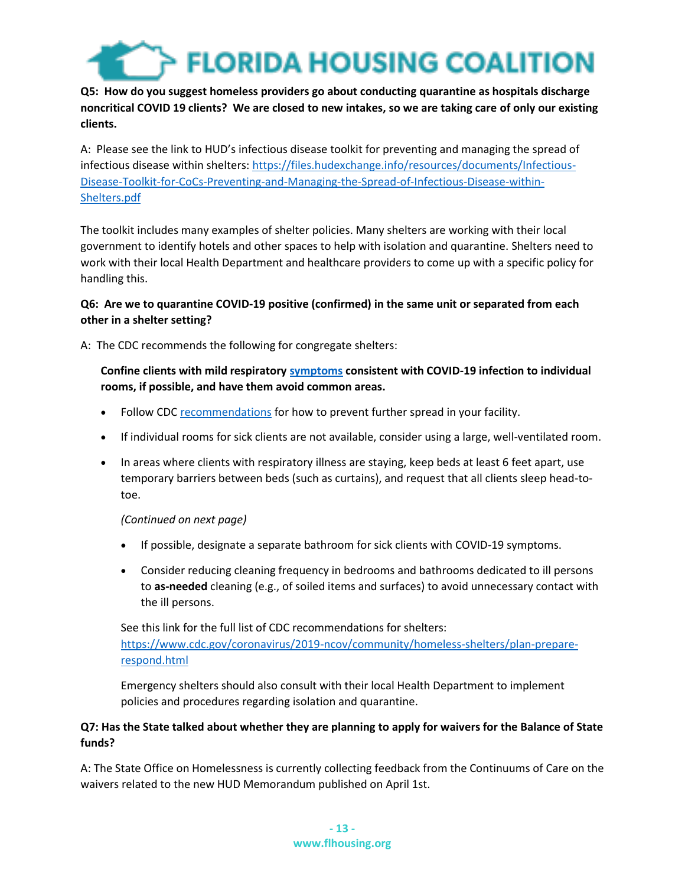**Q5: How do you suggest homeless providers go about conducting quarantine as hospitals discharge noncritical COVID 19 clients? We are closed to new intakes, so we are taking care of only our existing clients.**

A: Please see the link to HUD's infectious disease toolkit for preventing and managing the spread of infectious disease within shelters: https://files.hudexchange.info/resources/documents/Infectious-Disease-Toolkit-for-CoCs-Preventing-and-Managing-the-Spread-of-Infectious-Disease-within-Shelters.pdf

The toolkit includes many examples of shelter policies. Many shelters are working with their local government to identify hotels and other spaces to help with isolation and quarantine. Shelters need to work with their local Health Department and healthcare providers to come up with a specific policy for handling this.

**Q6: Are we to quarantine COVID-19 positive (confirmed) in the same unit or separated from each other in a shelter setting?**

A: The CDC recommends the following for congregate shelters:

**Confine clients with mild respiratory symptoms consistent with COVID-19 infection to individual rooms, if possible, and have them avoid common areas.**

- Follow CDC recommendations for how to prevent further spread in your facility.
- If individual rooms for sick clients are not available, consider using a large, well-ventilated room.
- In areas where clients with respiratory illness are staying, keep beds at least 6 feet apart, use temporary barriers between beds (such as curtains), and request that all clients sleep head-to-toe.

*(Continued on next page)*

- If possible, designate a separate bathroom for sick clients with COVID-19 symptoms.
- Consider reducing cleaning frequency in bedrooms and bathrooms dedicated to ill persons to **as-needed** cleaning (e.g., of soiled items and surfaces) to avoid unnecessary contact with the ill persons.

See this link for the full list of CDC recommendations for shelters: https://www.cdc.gov/coronavirus/2019-ncov/community/homeless-shelters/plan-prepare-respond.html

Emergency shelters should also consult with their local Health Department to implement policies and procedures regarding isolation and quarantine.

**Q7: Has the State talked about whether they are planning to apply for waivers for the Balance of State funds?**

A: The State Office on Homelessness is currently collecting feedback from the Continuums of Care on the waivers related to the new HUD Memorandum published on April 1st.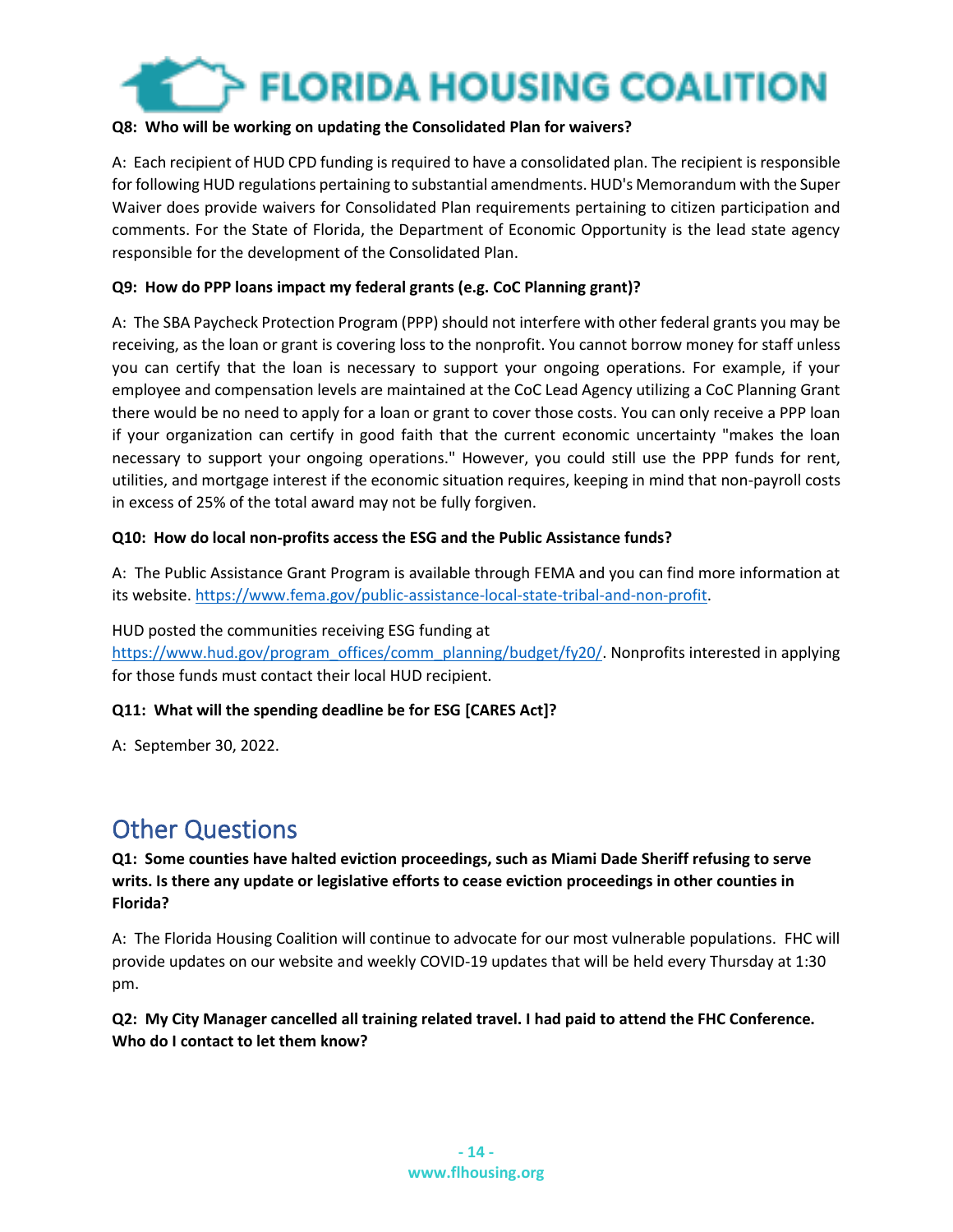**Q8: Who will be working on updating the Consolidated Plan for waivers?**

A: Each recipient of HUD CPD funding is required to have a consolidated plan. The recipient is responsible for following HUD regulations pertaining to substantial amendments. HUD's Memorandum with the Super Waiver does provide waivers for Consolidated Plan requirements pertaining to citizen participation and comments. For the State of Florida, the Department of Economic Opportunity is the lead state agency responsible for the development of the Consolidated Plan.

**Q9: How do PPP loans impact my federal grants (e.g. CoC Planning grant)?**

A: The SBA Paycheck Protection Program (PPP) should not interfere with other federal grants you may be receiving, as the loan or grant is covering loss to the nonprofit. You cannot borrow money for staff unless you can certify that the loan is necessary to support your ongoing operations. For example, if your employee and compensation levels are maintained at the CoC Lead Agency utilizing a CoC Planning Grant there would be no need to apply for a loan or grant to cover those costs. You can only receive a PPP loan if your organization can certify in good faith that the current economic uncertainty "makes the loan necessary to support your ongoing operations." However, you could still use the PPP funds for rent, utilities, and mortgage interest if the economic situation requires, keeping in mind that non-payroll costs in excess of 25% of the total award may not be fully forgiven.

**Q10: How do local non-profits access the ESG and the Public Assistance funds?**

A: The Public Assistance Grant Program is available through FEMA and you can find more information at its website. https://www.fema.gov/public-assistance-local-state-tribal-and-non-profit.

HUD posted the communities receiving ESG funding at https://www.hud.gov/program_offices/comm_planning/budget/fy20/. Nonprofits interested in applying for those funds must contact their local HUD recipient.

**Q11: What will the spending deadline be for ESG [CARES Act]?**

A: September 30, 2022.

## Other Questions

**Q1: Some counties have halted eviction proceedings, such as Miami Dade Sheriff refusing to serve writs. Is there any update or legislative efforts to cease eviction proceedings in other counties in Florida?**

A: The Florida Housing Coalition will continue to advocate for our most vulnerable populations. FHC will provide updates on our website and weekly COVID-19 updates that will be held every Thursday at 1:30 pm.

**Q2: My City Manager cancelled all training related travel. I had paid to attend the FHC Conference. Who do I contact to let them know?**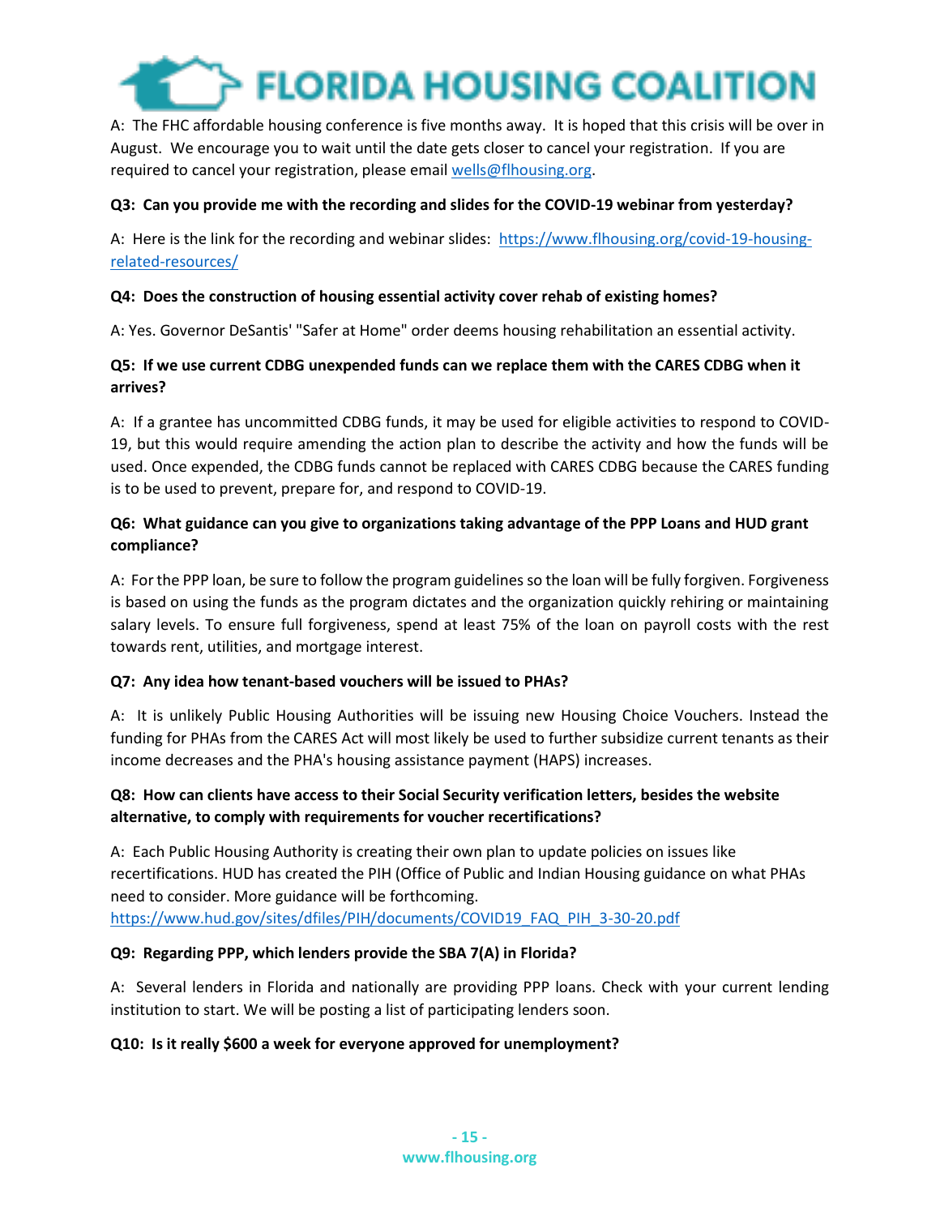A: The FHC affordable housing conference is five months away. It is hoped that this crisis will be over in August. We encourage you to wait until the date gets closer to cancel your registration. If you are required to cancel your registration, please email wells@flhousing.org.

**Q3: Can you provide me with the recording and slides for the COVID-19 webinar from yesterday?**

A: Here is the link for the recording and webinar slides: https://www.flhousing.org/covid-19-housing-related-resources/

**Q4: Does the construction of housing essential activity cover rehab of existing homes?**

A: Yes. Governor DeSantis' "Safer at Home" order deems housing rehabilitation an essential activity.

**Q5: If we use current CDBG unexpended funds can we replace them with the CARES CDBG when it arrives?**

A: If a grantee has uncommitted CDBG funds, it may be used for eligible activities to respond to COVID-19, but this would require amending the action plan to describe the activity and how the funds will be used. Once expended, the CDBG funds cannot be replaced with CARES CDBG because the CARES funding is to be used to prevent, prepare for, and respond to COVID-19.

**Q6: What guidance can you give to organizations taking advantage of the PPP Loans and HUD grant compliance?**

A: For the PPP loan, be sure to follow the program guidelines so the loan will be fully forgiven. Forgiveness is based on using the funds as the program dictates and the organization quickly rehiring or maintaining salary levels. To ensure full forgiveness, spend at least 75% of the loan on payroll costs with the rest towards rent, utilities, and mortgage interest.

**Q7: Any idea how tenant-based vouchers will be issued to PHAs?**

A: It is unlikely Public Housing Authorities will be issuing new Housing Choice Vouchers. Instead the funding for PHAs from the CARES Act will most likely be used to further subsidize current tenants as their income decreases and the PHA's housing assistance payment (HAPS) increases.

**Q8: How can clients have access to their Social Security verification letters, besides the website alternative, to comply with requirements for voucher recertifications?**

A: Each Public Housing Authority is creating their own plan to update policies on issues like recertifications. HUD has created the PIH (Office of Public and Indian Housing guidance on what PHAs need to consider. More guidance will be forthcoming.
https://www.hud.gov/sites/dfiles/PIH/documents/COVID19_FAQ_PIH_3-30-20.pdf

**Q9: Regarding PPP, which lenders provide the SBA 7(A) in Florida?**

A: Several lenders in Florida and nationally are providing PPP loans. Check with your current lending institution to start. We will be posting a list of participating lenders soon.

**Q10: Is it really $600 a week for everyone approved for unemployment?**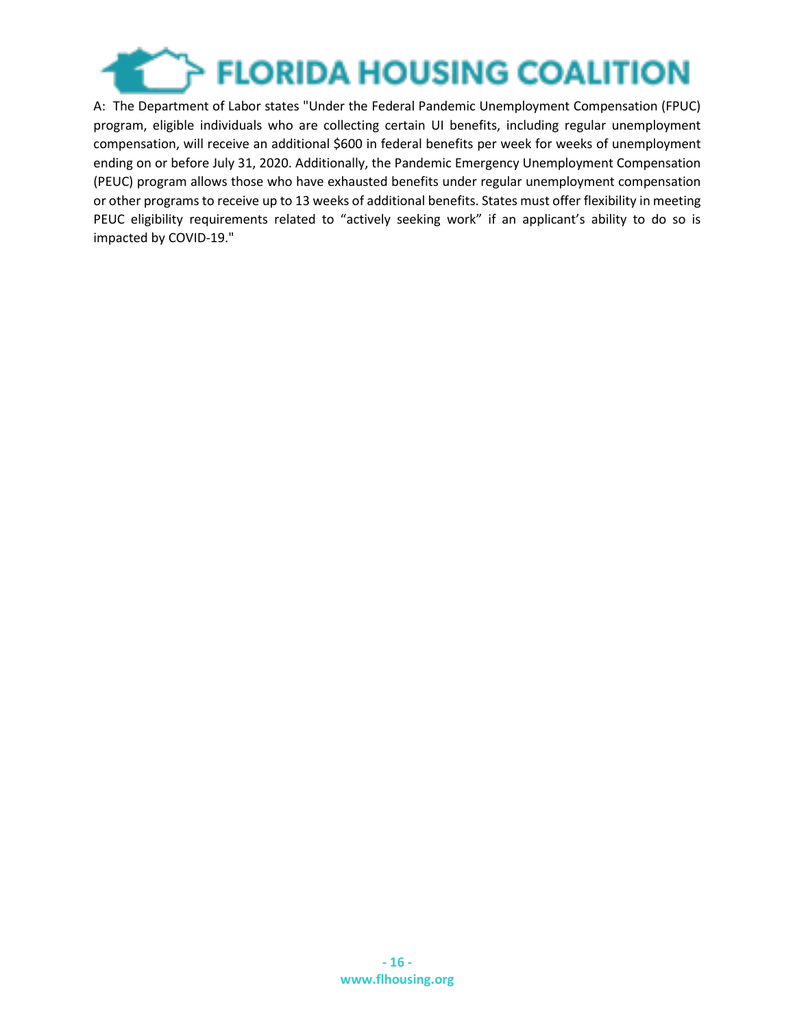A: The Department of Labor states "Under the Federal Pandemic Unemployment Compensation (FPUC) program, eligible individuals who are collecting certain UI benefits, including regular unemployment compensation, will receive an additional $600 in federal benefits per week for weeks of unemployment ending on or before July 31, 2020. Additionally, the Pandemic Emergency Unemployment Compensation (PEUC) program allows those who have exhausted benefits under regular unemployment compensation or other programs to receive up to 13 weeks of additional benefits. States must offer flexibility in meeting PEUC eligibility requirements related to "actively seeking work" if an applicant's ability to do so is impacted by COVID-19."